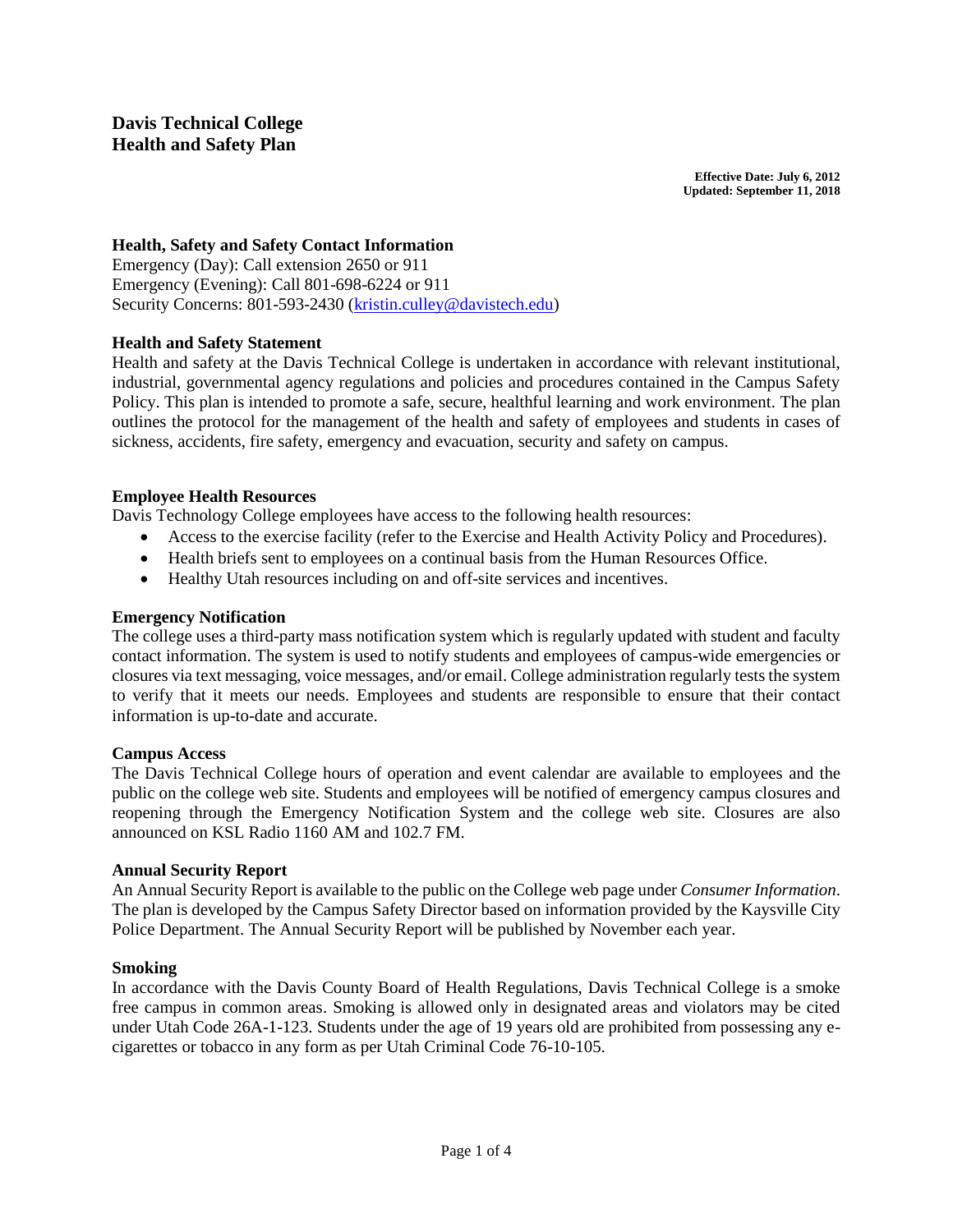# Davis Technical College
# Health and Safety Plan

**Effective Date: July 6, 2012**
**Updated: September 11, 2018**

### Health, Safety and Safety Contact Information

Emergency (Day): Call extension 2650 or 911
Emergency (Evening): Call 801-698-6224 or 911
Security Concerns: 801-593-2430 (kristin.culley@davistech.edu)

### Health and Safety Statement

Health and safety at the Davis Technical College is undertaken in accordance with relevant institutional, industrial, governmental agency regulations and policies and procedures contained in the Campus Safety Policy. This plan is intended to promote a safe, secure, healthful learning and work environment. The plan outlines the protocol for the management of the health and safety of employees and students in cases of sickness, accidents, fire safety, emergency and evacuation, security and safety on campus.

### Employee Health Resources

Davis Technology College employees have access to the following health resources:

- Access to the exercise facility (refer to the Exercise and Health Activity Policy and Procedures).
- Health briefs sent to employees on a continual basis from the Human Resources Office.
- Healthy Utah resources including on and off-site services and incentives.

### Emergency Notification

The college uses a third-party mass notification system which is regularly updated with student and faculty contact information. The system is used to notify students and employees of campus-wide emergencies or closures via text messaging, voice messages, and/or email. College administration regularly tests the system to verify that it meets our needs. Employees and students are responsible to ensure that their contact information is up-to-date and accurate.

### Campus Access

The Davis Technical College hours of operation and event calendar are available to employees and the public on the college web site. Students and employees will be notified of emergency campus closures and reopening through the Emergency Notification System and the college web site. Closures are also announced on KSL Radio 1160 AM and 102.7 FM.

### Annual Security Report

An Annual Security Report is available to the public on the College web page under *Consumer Information*. The plan is developed by the Campus Safety Director based on information provided by the Kaysville City Police Department. The Annual Security Report will be published by November each year.

### Smoking

In accordance with the Davis County Board of Health Regulations, Davis Technical College is a smoke free campus in common areas. Smoking is allowed only in designated areas and violators may be cited under Utah Code 26A-1-123. Students under the age of 19 years old are prohibited from possessing any e-cigarettes or tobacco in any form as per Utah Criminal Code 76-10-105.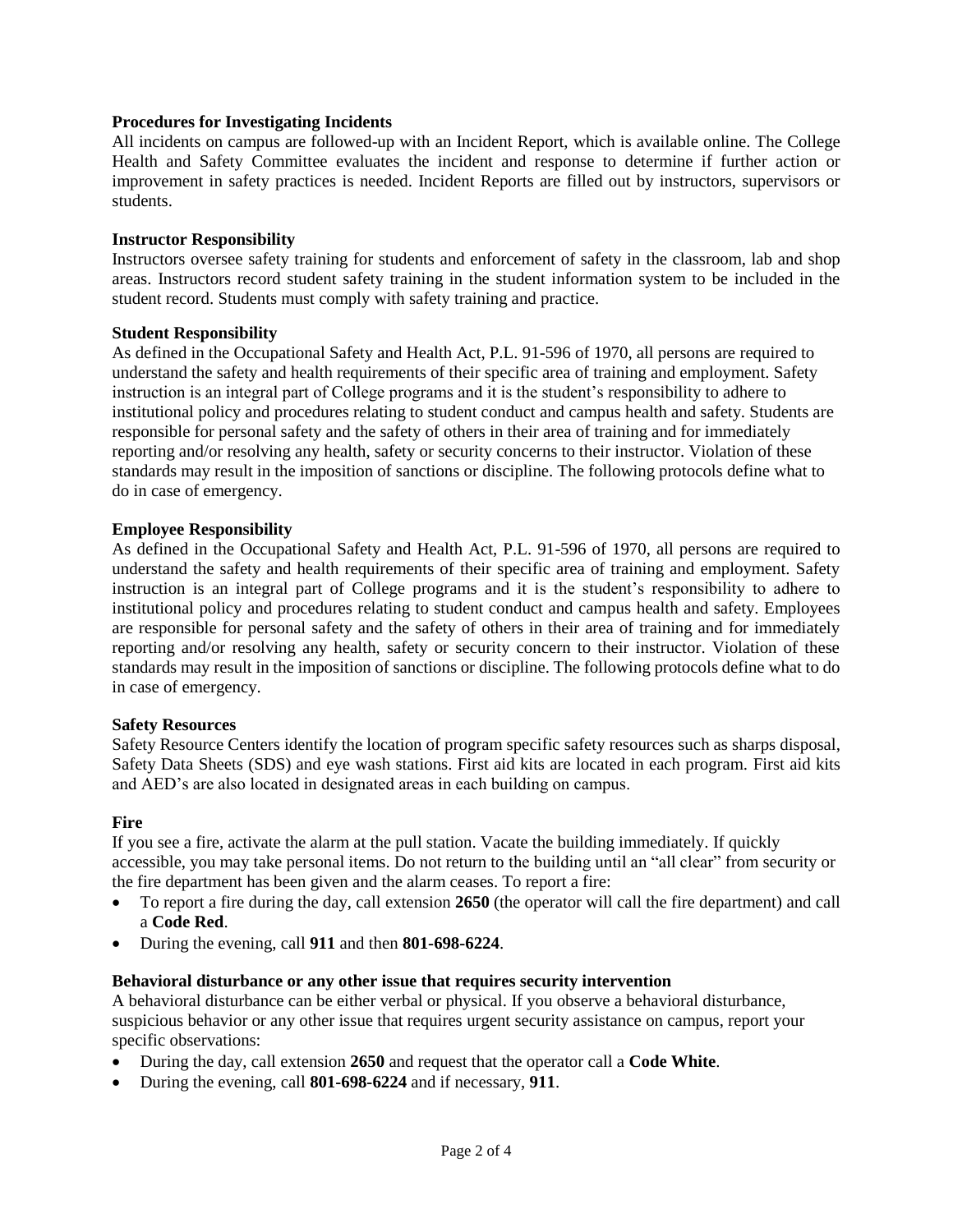**Procedures for Investigating Incidents**

All incidents on campus are followed-up with an Incident Report, which is available online. The College Health and Safety Committee evaluates the incident and response to determine if further action or improvement in safety practices is needed. Incident Reports are filled out by instructors, supervisors or students.

**Instructor Responsibility**

Instructors oversee safety training for students and enforcement of safety in the classroom, lab and shop areas. Instructors record student safety training in the student information system to be included in the student record. Students must comply with safety training and practice.

**Student Responsibility**

As defined in the Occupational Safety and Health Act, P.L. 91-596 of 1970, all persons are required to understand the safety and health requirements of their specific area of training and employment. Safety instruction is an integral part of College programs and it is the student's responsibility to adhere to institutional policy and procedures relating to student conduct and campus health and safety. Students are responsible for personal safety and the safety of others in their area of training and for immediately reporting and/or resolving any health, safety or security concerns to their instructor. Violation of these standards may result in the imposition of sanctions or discipline. The following protocols define what to do in case of emergency.

**Employee Responsibility**

As defined in the Occupational Safety and Health Act, P.L. 91-596 of 1970, all persons are required to understand the safety and health requirements of their specific area of training and employment. Safety instruction is an integral part of College programs and it is the student's responsibility to adhere to institutional policy and procedures relating to student conduct and campus health and safety. Employees are responsible for personal safety and the safety of others in their area of training and for immediately reporting and/or resolving any health, safety or security concern to their instructor. Violation of these standards may result in the imposition of sanctions or discipline. The following protocols define what to do in case of emergency.

**Safety Resources**

Safety Resource Centers identify the location of program specific safety resources such as sharps disposal, Safety Data Sheets (SDS) and eye wash stations. First aid kits are located in each program. First aid kits and AED's are also located in designated areas in each building on campus.

**Fire**

If you see a fire, activate the alarm at the pull station. Vacate the building immediately. If quickly accessible, you may take personal items. Do not return to the building until an "all clear" from security or the fire department has been given and the alarm ceases. To report a fire:

- To report a fire during the day, call extension **2650** (the operator will call the fire department) and call a **Code Red**.
- During the evening, call **911** and then **801-698-6224**.

**Behavioral disturbance or any other issue that requires security intervention**

A behavioral disturbance can be either verbal or physical. If you observe a behavioral disturbance, suspicious behavior or any other issue that requires urgent security assistance on campus, report your specific observations:

- During the day, call extension **2650** and request that the operator call a **Code White**.
- During the evening, call **801-698-6224** and if necessary, **911**.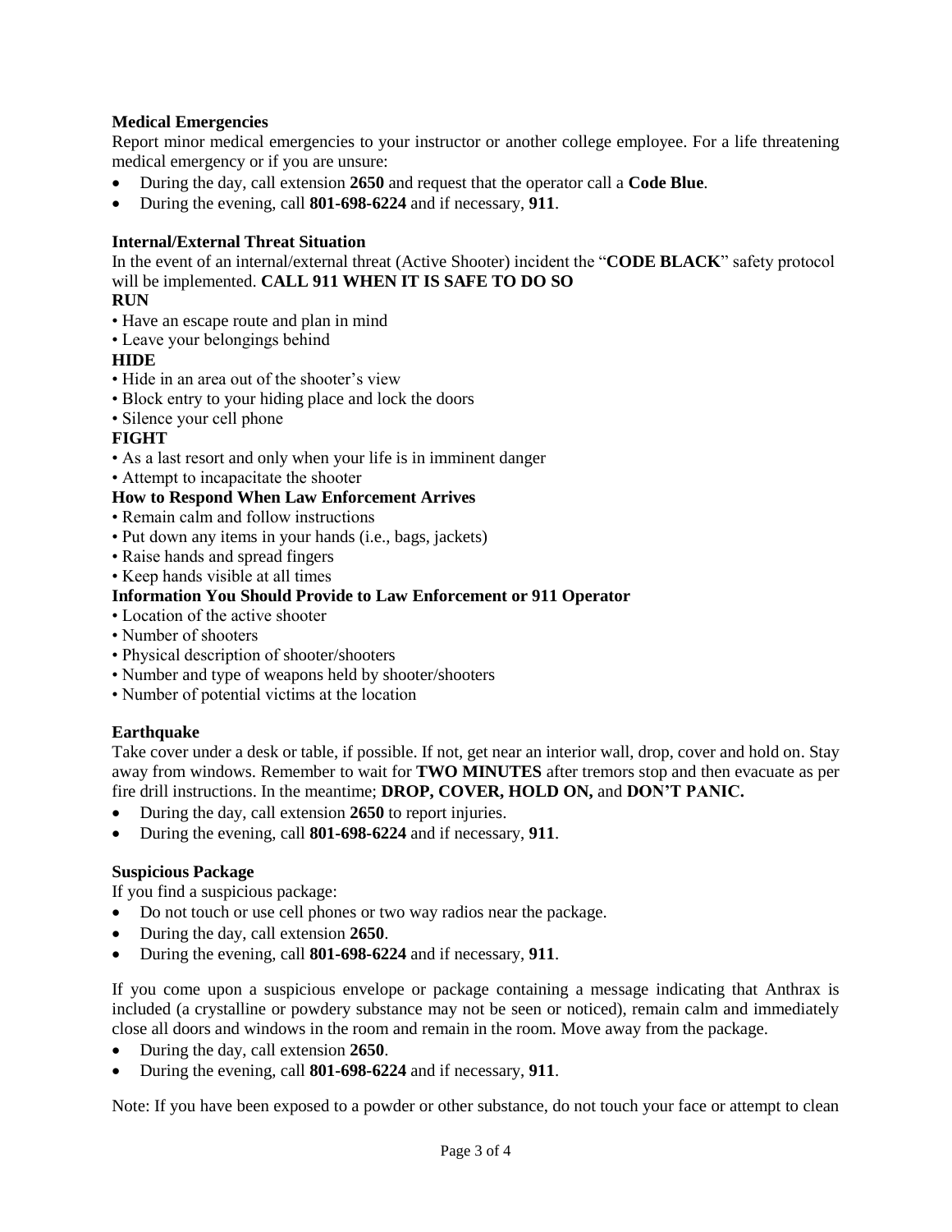### Medical Emergencies

Report minor medical emergencies to your instructor or another college employee. For a life threatening medical emergency or if you are unsure:

- During the day, call extension **2650** and request that the operator call a **Code Blue**.
- During the evening, call **801-698-6224** and if necessary, **911**.

### Internal/External Threat Situation

In the event of an internal/external threat (Active Shooter) incident the "**CODE BLACK**" safety protocol will be implemented. **CALL 911 WHEN IT IS SAFE TO DO SO**

**RUN**

- Have an escape route and plan in mind
- Leave your belongings behind

**HIDE**

- Hide in an area out of the shooter's view
- Block entry to your hiding place and lock the doors
- Silence your cell phone

**FIGHT**

- As a last resort and only when your life is in imminent danger
- Attempt to incapacitate the shooter

**How to Respond When Law Enforcement Arrives**

- Remain calm and follow instructions
- Put down any items in your hands (i.e., bags, jackets)
- Raise hands and spread fingers
- Keep hands visible at all times

**Information You Should Provide to Law Enforcement or 911 Operator**

- Location of the active shooter
- Number of shooters
- Physical description of shooter/shooters
- Number and type of weapons held by shooter/shooters
- Number of potential victims at the location

### Earthquake

Take cover under a desk or table, if possible. If not, get near an interior wall, drop, cover and hold on. Stay away from windows. Remember to wait for **TWO MINUTES** after tremors stop and then evacuate as per fire drill instructions. In the meantime; **DROP, COVER, HOLD ON,** and **DON'T PANIC.**

- During the day, call extension **2650** to report injuries.
- During the evening, call **801-698-6224** and if necessary, **911**.

### Suspicious Package

If you find a suspicious package:

- Do not touch or use cell phones or two way radios near the package.
- During the day, call extension **2650**.
- During the evening, call **801-698-6224** and if necessary, **911**.

If you come upon a suspicious envelope or package containing a message indicating that Anthrax is included (a crystalline or powdery substance may not be seen or noticed), remain calm and immediately close all doors and windows in the room and remain in the room. Move away from the package.

- During the day, call extension **2650**.
- During the evening, call **801-698-6224** and if necessary, **911**.

Note: If you have been exposed to a powder or other substance, do not touch your face or attempt to clean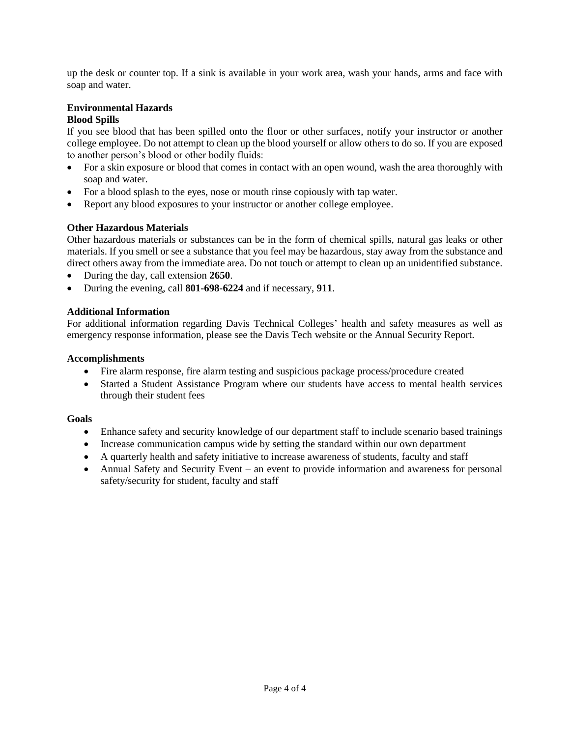up the desk or counter top. If a sink is available in your work area, wash your hands, arms and face with soap and water.

**Environmental Hazards**

**Blood Spills**

If you see blood that has been spilled onto the floor or other surfaces, notify your instructor or another college employee. Do not attempt to clean up the blood yourself or allow others to do so. If you are exposed to another person's blood or other bodily fluids:

- For a skin exposure or blood that comes in contact with an open wound, wash the area thoroughly with soap and water.
- For a blood splash to the eyes, nose or mouth rinse copiously with tap water.
- Report any blood exposures to your instructor or another college employee.

**Other Hazardous Materials**

Other hazardous materials or substances can be in the form of chemical spills, natural gas leaks or other materials. If you smell or see a substance that you feel may be hazardous, stay away from the substance and direct others away from the immediate area. Do not touch or attempt to clean up an unidentified substance.

- During the day, call extension **2650**.
- During the evening, call **801-698-6224** and if necessary, **911**.

**Additional Information**

For additional information regarding Davis Technical Colleges' health and safety measures as well as emergency response information, please see the Davis Tech website or the Annual Security Report.

**Accomplishments**

- Fire alarm response, fire alarm testing and suspicious package process/procedure created
- Started a Student Assistance Program where our students have access to mental health services through their student fees

**Goals**

- Enhance safety and security knowledge of our department staff to include scenario based trainings
- Increase communication campus wide by setting the standard within our own department
- A quarterly health and safety initiative to increase awareness of students, faculty and staff
- Annual Safety and Security Event – an event to provide information and awareness for personal safety/security for student, faculty and staff